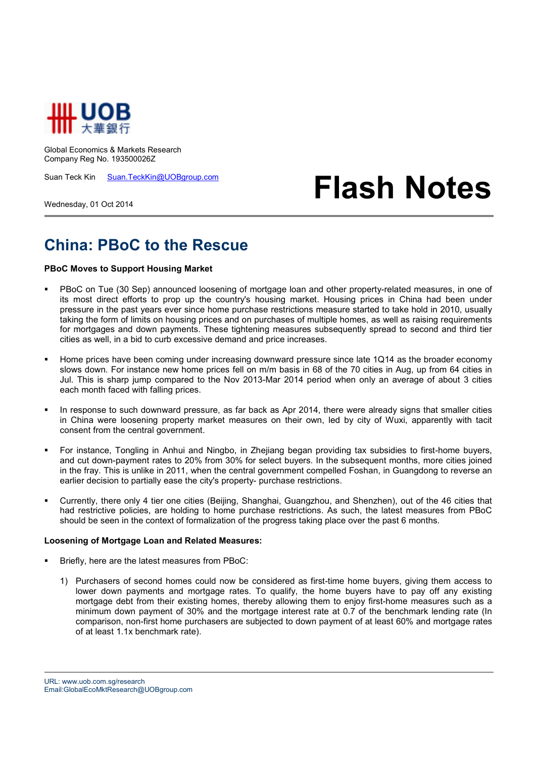UOB 大華銀行

Global Economics & Markets Research
Company Reg No. 193500026Z

Suan Teck Kin Suan.TeckKin@UOBgroup.com

# Flash Notes

Wednesday, 01 Oct 2014

## China: PBoC to the Rescue

**PBoC Moves to Support Housing Market**

- PBoC on Tue (30 Sep) announced loosening of mortgage loan and other property-related measures, in one of its most direct efforts to prop up the country's housing market. Housing prices in China had been under pressure in the past years ever since home purchase restrictions measure started to take hold in 2010, usually taking the form of limits on housing prices and on purchases of multiple homes, as well as raising requirements for mortgages and down payments. These tightening measures subsequently spread to second and third tier cities as well, in a bid to curb excessive demand and price increases.

- Home prices have been coming under increasing downward pressure since late 1Q14 as the broader economy slows down. For instance new home prices fell on m/m basis in 68 of the 70 cities in Aug, up from 64 cities in Jul. This is sharp jump compared to the Nov 2013-Mar 2014 period when only an average of about 3 cities each month faced with falling prices.

- In response to such downward pressure, as far back as Apr 2014, there were already signs that smaller cities in China were loosening property market measures on their own, led by city of Wuxi, apparently with tacit consent from the central government.

- For instance, Tongling in Anhui and Ningbo, in Zhejiang began providing tax subsidies to first-home buyers, and cut down-payment rates to 20% from 30% for select buyers. In the subsequent months, more cities joined in the fray. This is unlike in 2011, when the central government compelled Foshan, in Guangdong to reverse an earlier decision to partially ease the city's property- purchase restrictions.

- Currently, there only 4 tier one cities (Beijing, Shanghai, Guangzhou, and Shenzhen), out of the 46 cities that had restrictive policies, are holding to home purchase restrictions. As such, the latest measures from PBoC should be seen in the context of formalization of the progress taking place over the past 6 months.

**Loosening of Mortgage Loan and Related Measures:**

- Briefly, here are the latest measures from PBoC:

  1) Purchasers of second homes could now be considered as first-time home buyers, giving them access to lower down payments and mortgage rates. To qualify, the home buyers have to pay off any existing mortgage debt from their existing homes, thereby allowing them to enjoy first-home measures such as a minimum down payment of 30% and the mortgage interest rate at 0.7 of the benchmark lending rate (In comparison, non-first home purchasers are subjected to down payment of at least 60% and mortgage rates of at least 1.1x benchmark rate).

URL: www.uob.com.sg/research
Email:GlobalEcoMktResearch@UOBgroup.com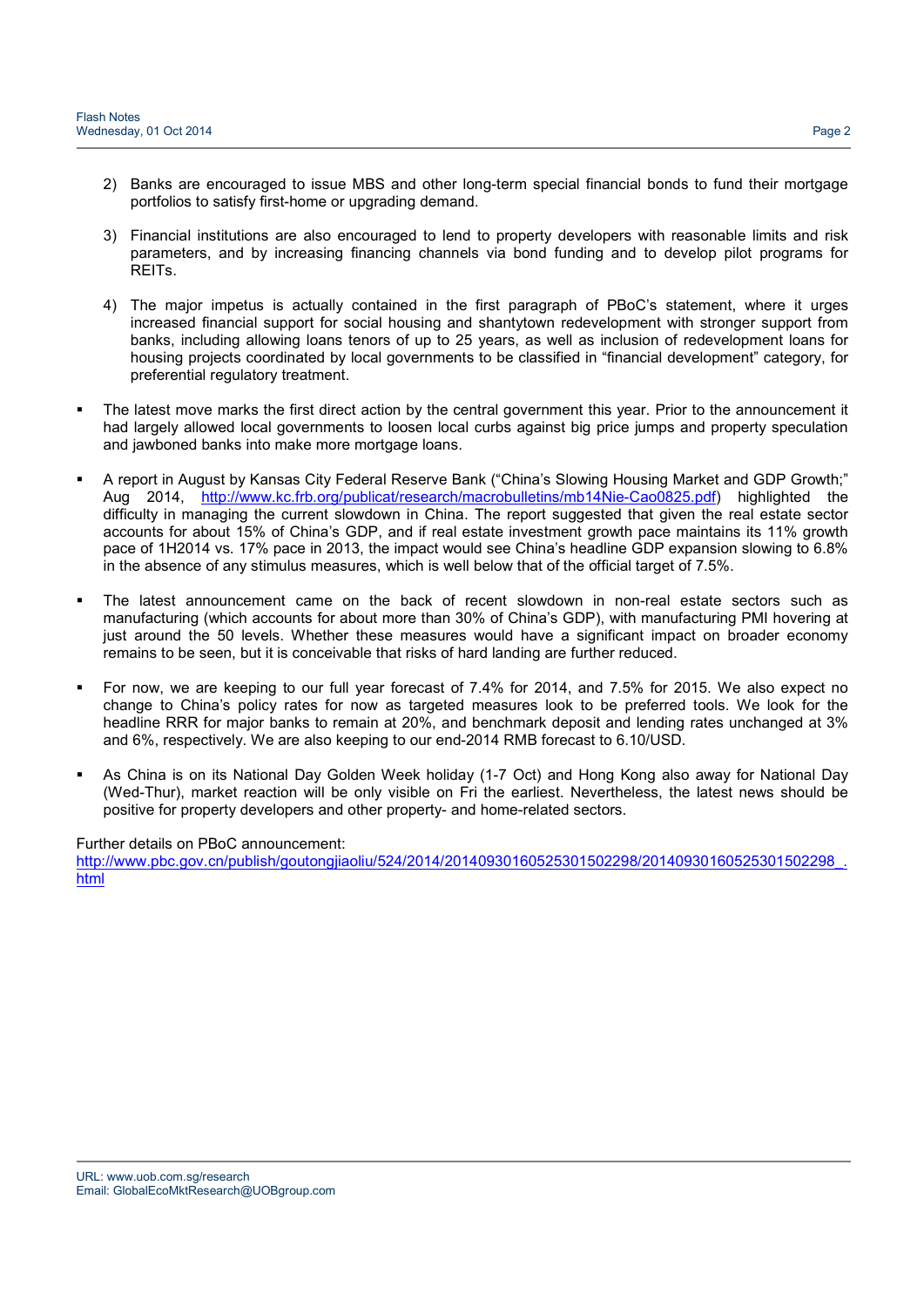2) Banks are encouraged to issue MBS and other long-term special financial bonds to fund their mortgage portfolios to satisfy first-home or upgrading demand.

3) Financial institutions are also encouraged to lend to property developers with reasonable limits and risk parameters, and by increasing financing channels via bond funding and to develop pilot programs for REITs.

4) The major impetus is actually contained in the first paragraph of PBoC's statement, where it urges increased financial support for social housing and shantytown redevelopment with stronger support from banks, including allowing loans tenors of up to 25 years, as well as inclusion of redevelopment loans for housing projects coordinated by local governments to be classified in "financial development" category, for preferential regulatory treatment.

- The latest move marks the first direct action by the central government this year. Prior to the announcement it had largely allowed local governments to loosen local curbs against big price jumps and property speculation and jawboned banks into make more mortgage loans.

- A report in August by Kansas City Federal Reserve Bank ("China's Slowing Housing Market and GDP Growth;" Aug 2014, http://www.kc.frb.org/publicat/research/macrobulletins/mb14Nie-Cao0825.pdf) highlighted the difficulty in managing the current slowdown in China. The report suggested that given the real estate sector accounts for about 15% of China's GDP, and if real estate investment growth pace maintains its 11% growth pace of 1H2014 vs. 17% pace in 2013, the impact would see China's headline GDP expansion slowing to 6.8% in the absence of any stimulus measures, which is well below that of the official target of 7.5%.

- The latest announcement came on the back of recent slowdown in non-real estate sectors such as manufacturing (which accounts for about more than 30% of China's GDP), with manufacturing PMI hovering at just around the 50 levels. Whether these measures would have a significant impact on broader economy remains to be seen, but it is conceivable that risks of hard landing are further reduced.

- For now, we are keeping to our full year forecast of 7.4% for 2014, and 7.5% for 2015. We also expect no change to China's policy rates for now as targeted measures look to be preferred tools. We look for the headline RRR for major banks to remain at 20%, and benchmark deposit and lending rates unchanged at 3% and 6%, respectively. We are also keeping to our end-2014 RMB forecast to 6.10/USD.

- As China is on its National Day Golden Week holiday (1-7 Oct) and Hong Kong also away for National Day (Wed-Thur), market reaction will be only visible on Fri the earliest. Nevertheless, the latest news should be positive for property developers and other property- and home-related sectors.

Further details on PBoC announcement:
http://www.pbc.gov.cn/publish/goutongjiaoliu/524/2014/20140930160525301502298/20140930160525301502298_.html